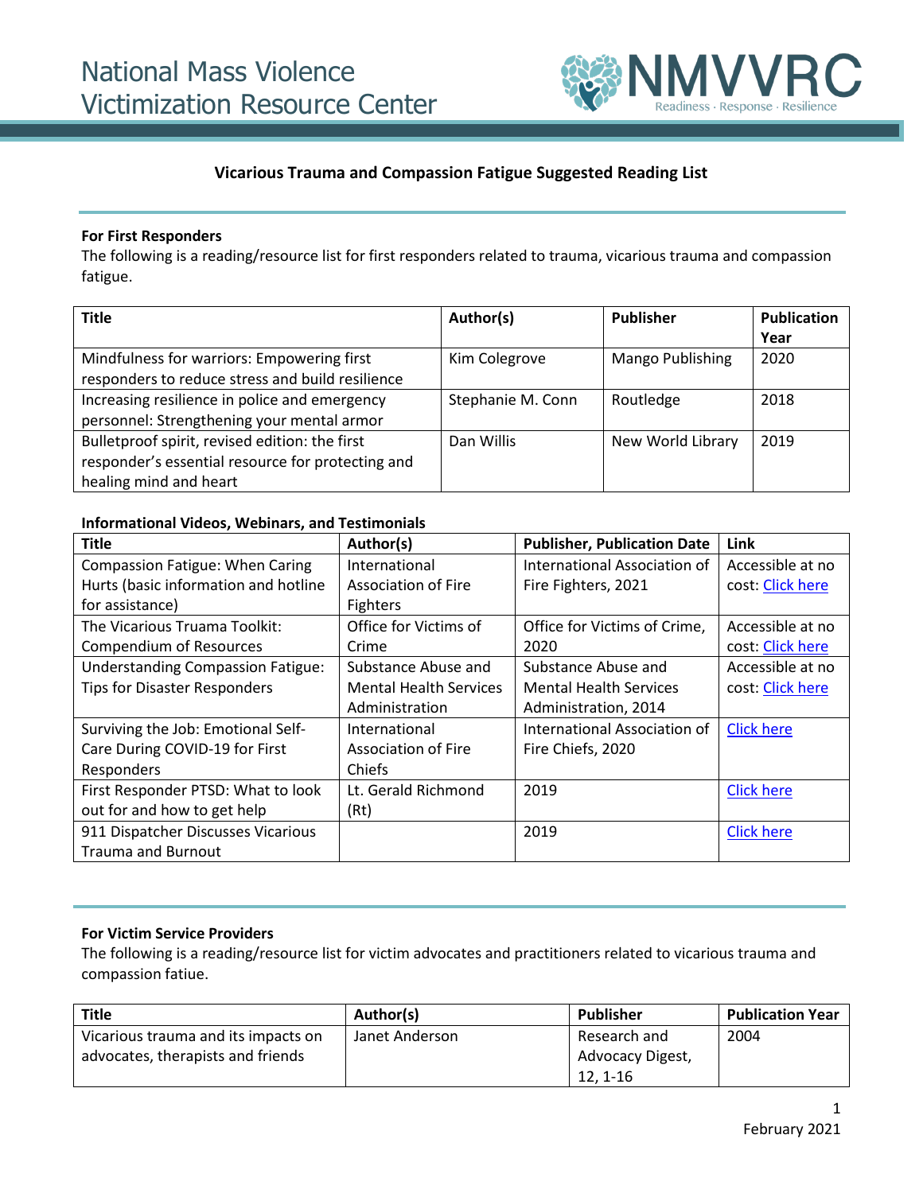# National Mass Violence Victimization Resource Center

NMVVRC
Readiness · Response · Resilience

## Vicarious Trauma and Compassion Fatigue Suggested Reading List

### For First Responders

The following is a reading/resource list for first responders related to trauma, vicarious trauma and compassion fatigue.

| Title | Author(s) | Publisher | Publication Year |
|---|---|---|---|
| Mindfulness for warriors: Empowering first responders to reduce stress and build resilience | Kim Colegrove | Mango Publishing | 2020 |
| Increasing resilience in police and emergency personnel: Strengthening your mental armor | Stephanie M. Conn | Routledge | 2018 |
| Bulletproof spirit, revised edition: the first responder's essential resource for protecting and healing mind and heart | Dan Willis | New World Library | 2019 |

**Informational Videos, Webinars, and Testimonials**

| Title | Author(s) | Publisher, Publication Date | Link |
|---|---|---|---|
| Compassion Fatigue: When Caring Hurts (basic information and hotline for assistance) | International Association of Fire Fighters | International Association of Fire Fighters, 2021 | Accessible at no cost: Click here |
| The Vicarious Truama Toolkit: Compendium of Resources | Office for Victims of Crime | Office for Victims of Crime, 2020 | Accessible at no cost: Click here |
| Understanding Compassion Fatigue: Tips for Disaster Responders | Substance Abuse and Mental Health Services Administration | Substance Abuse and Mental Health Services Administration, 2014 | Accessible at no cost: Click here |
| Surviving the Job: Emotional Self-Care During COVID-19 for First Responders | International Association of Fire Chiefs | International Association of Fire Chiefs, 2020 | Click here |
| First Responder PTSD: What to look out for and how to get help | Lt. Gerald Richmond (Rt) | 2019 | Click here |
| 911 Dispatcher Discusses Vicarious Trauma and Burnout | | 2019 | Click here |

### For Victim Service Providers

The following is a reading/resource list for victim advocates and practitioners related to vicarious trauma and compassion fatiue.

| Title | Author(s) | Publisher | Publication Year |
|---|---|---|---|
| Vicarious trauma and its impacts on advocates, therapists and friends | Janet Anderson | Research and Advocacy Digest, 12, 1-16 | 2004 |

February 2021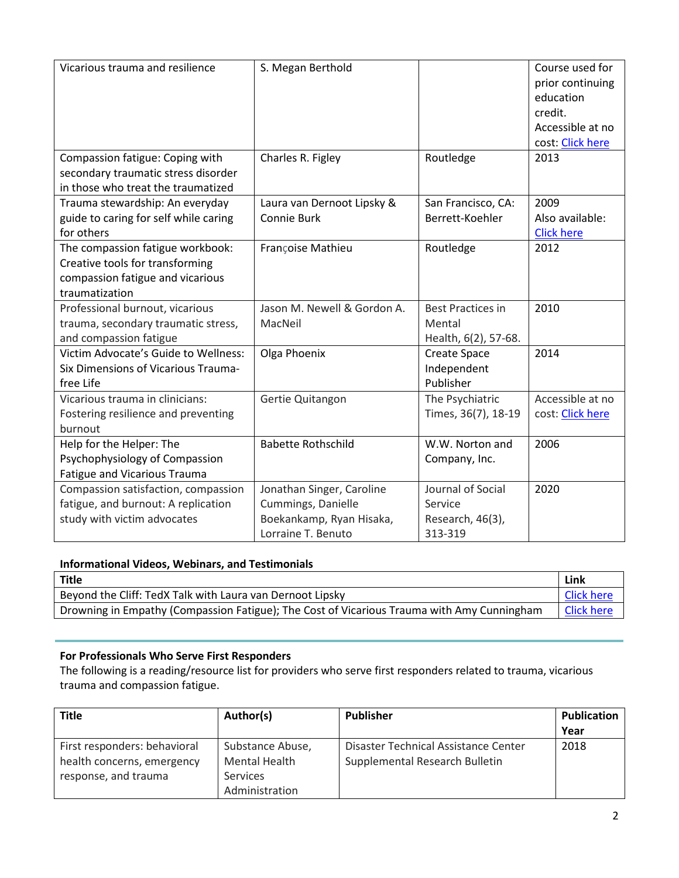| | | | |
|---|---|---|---|
| Vicarious trauma and resilience | S. Megan Berthold | | Course used for prior continuing education credit. Accessible at no cost: Click here |
| Compassion fatigue: Coping with secondary traumatic stress disorder in those who treat the traumatized | Charles R. Figley | Routledge | 2013 |
| Trauma stewardship: An everyday guide to caring for self while caring for others | Laura van Dernoot Lipsky & Connie Burk | San Francisco, CA: Berrett-Koehler | 2009 Also available: Click here |
| The compassion fatigue workbook: Creative tools for transforming compassion fatigue and vicarious traumatization | Françoise Mathieu | Routledge | 2012 |
| Professional burnout, vicarious trauma, secondary traumatic stress, and compassion fatigue | Jason M. Newell & Gordon A. MacNeil | Best Practices in Mental Health, 6(2), 57-68. | 2010 |
| Victim Advocate's Guide to Wellness: Six Dimensions of Vicarious Trauma-free Life | Olga Phoenix | Create Space Independent Publisher | 2014 |
| Vicarious trauma in clinicians: Fostering resilience and preventing burnout | Gertie Quitangon | The Psychiatric Times, 36(7), 18-19 | Accessible at no cost: Click here |
| Help for the Helper: The Psychophysiology of Compassion Fatigue and Vicarious Trauma | Babette Rothschild | W.W. Norton and Company, Inc. | 2006 |
| Compassion satisfaction, compassion fatigue, and burnout: A replication study with victim advocates | Jonathan Singer, Caroline Cummings, Danielle Boekankamp, Ryan Hisaka, Lorraine T. Benuto | Journal of Social Service Research, 46(3), 313-319 | 2020 |

**Informational Videos, Webinars, and Testimonials**

| Title | Link |
|---|---|
| Beyond the Cliff: TedX Talk with Laura van Dernoot Lipsky | Click here |
| Drowning in Empathy (Compassion Fatigue); The Cost of Vicarious Trauma with Amy Cunningham | Click here |

**For Professionals Who Serve First Responders**

The following is a reading/resource list for providers who serve first responders related to trauma, vicarious trauma and compassion fatigue.

| Title | Author(s) | Publisher | Publication Year |
|---|---|---|---|
| First responders: behavioral health concerns, emergency response, and trauma | Substance Abuse, Mental Health Services Administration | Disaster Technical Assistance Center Supplemental Research Bulletin | 2018 |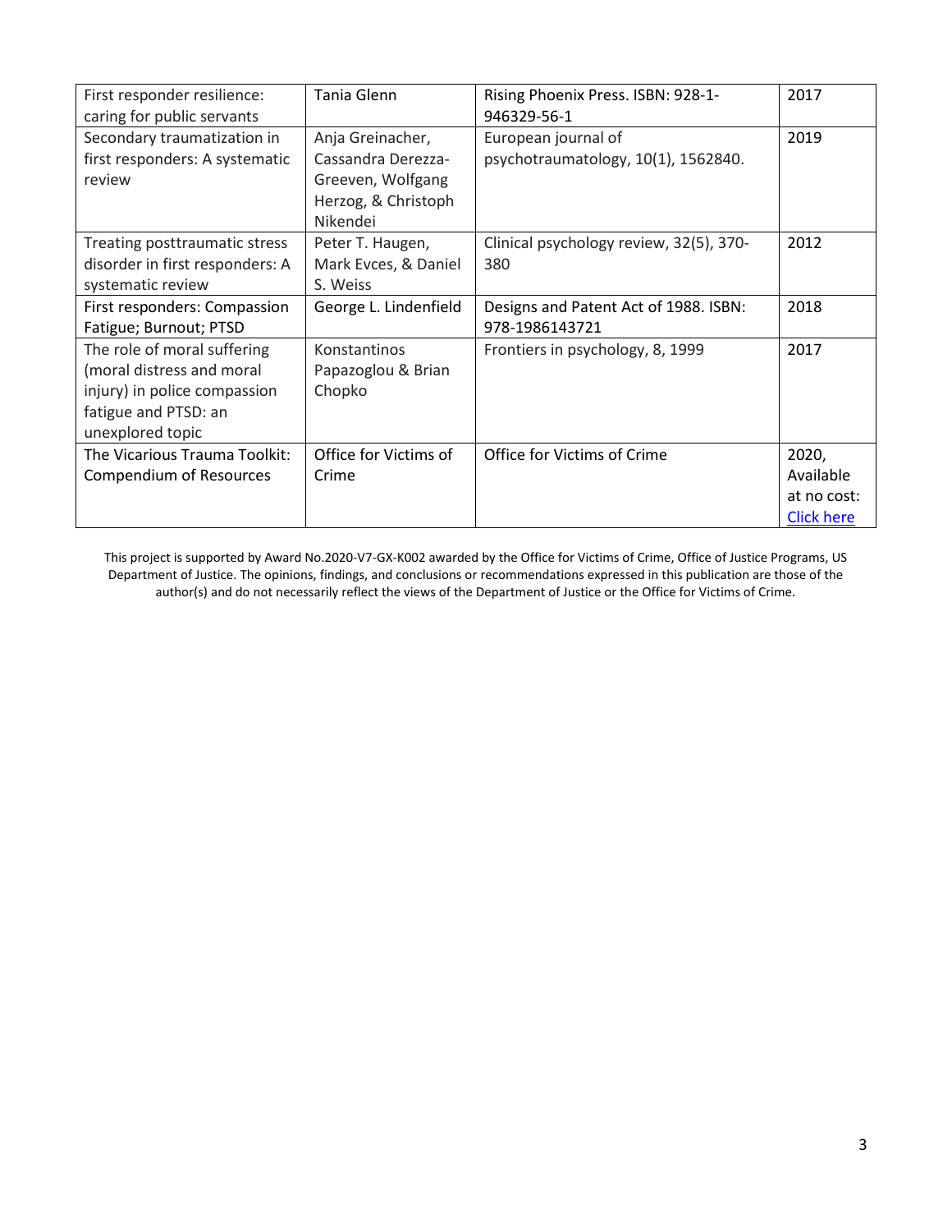| | | | |
|---|---|---|---|
| First responder resilience: caring for public servants | Tania Glenn | Rising Phoenix Press. ISBN: 928-1-946329-56-1 | 2017 |
| Secondary traumatization in first responders: A systematic review | Anja Greinacher, Cassandra Derezza-Greeven, Wolfgang Herzog, & Christoph Nikendei | European journal of psychotraumatology, 10(1), 1562840. | 2019 |
| Treating posttraumatic stress disorder in first responders: A systematic review | Peter T. Haugen, Mark Evces, & Daniel S. Weiss | Clinical psychology review, 32(5), 370-380 | 2012 |
| First responders: Compassion Fatigue; Burnout; PTSD | George L. Lindenfield | Designs and Patent Act of 1988. ISBN: 978-1986143721 | 2018 |
| The role of moral suffering (moral distress and moral injury) in police compassion fatigue and PTSD: an unexplored topic | Konstantinos Papazoglou & Brian Chopko | Frontiers in psychology, 8, 1999 | 2017 |
| The Vicarious Trauma Toolkit: Compendium of Resources | Office for Victims of Crime | Office for Victims of Crime | 2020, Available at no cost: Click here |

This project is supported by Award No.2020-V7-GX-K002 awarded by the Office for Victims of Crime, Office of Justice Programs, US Department of Justice. The opinions, findings, and conclusions or recommendations expressed in this publication are those of the author(s) and do not necessarily reflect the views of the Department of Justice or the Office for Victims of Crime.